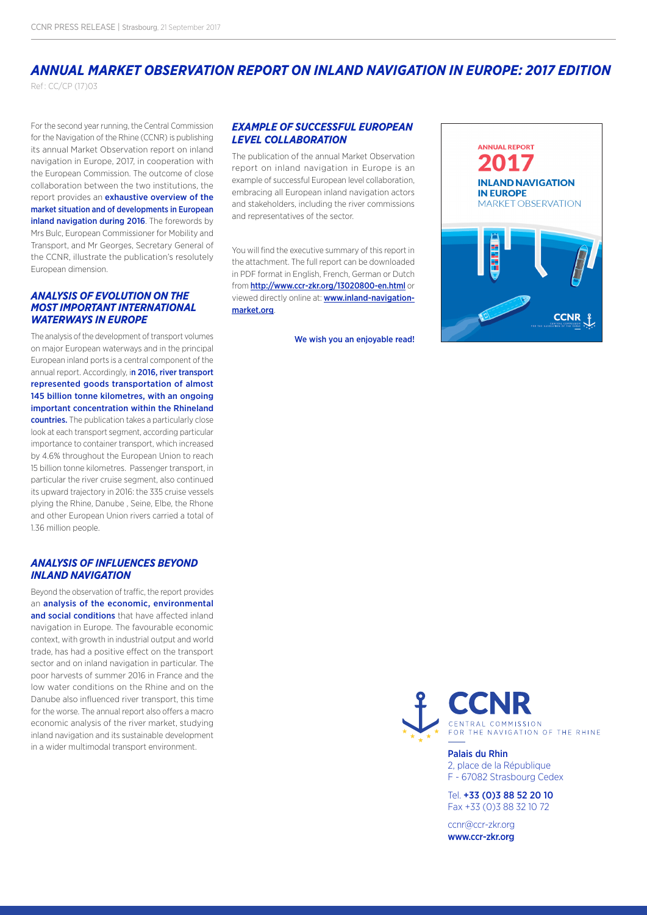# ANNUAL MARKET OBSERVATION REPORT ON INLAND NAVIGATION IN EUROPE: 2017 EDITION

Ref: CC/CP (17)03

For the second year running, the Central Commission for the Navigation of the Rhine (CCNR) is publishing its annual Market Observation report on inland navigation in Europe, 2017, in cooperation with the European Commission. The outcome of close collaboration between the two institutions, the report provides an **exhaustive overview of the market situation and of developments in European inland navigation during 2016**. The forewords by Mrs Bulc, European Commissioner for Mobility and Transport, and Mr Georges, Secretary General of the CCNR, illustrate the publication's resolutely European dimension.

## *ANALYSIS OF EVOLUTION ON THE MOST IMPORTANT INTERNATIONAL WATERWAYS IN EUROPE*

The analysis of the development of transport volumes on major European waterways and in the principal European inland ports is a central component of the annual report. Accordingly, i**n 2016, river transport represented goods transportation of almost 145 billion tonne kilometres, with an ongoing important concentration within the Rhineland countries.** The publication takes a particularly close look at each transport segment, according particular importance to container transport, which increased by 4.6% throughout the European Union to reach 15 billion tonne kilometres. Passenger transport, in particular the river cruise segment, also continued its upward trajectory in 2016: the 335 cruise vessels plying the Rhine, Danube , Seine, Elbe, the Rhone and other European Union rivers carried a total of 1.36 million people.

## *ANALYSIS OF INFLUENCES BEYOND INLAND NAVIGATION*

Beyond the observation of traffic, the report provides an **analysis of the economic, environmental and social conditions** that have affected inland navigation in Europe. The favourable economic context, with growth in industrial output and world trade, has had a positive effect on the transport sector and on inland navigation in particular. The poor harvests of summer 2016 in France and the low water conditions on the Rhine and on the Danube also influenced river transport, this time for the worse. The annual report also offers a macro economic analysis of the river market, studying inland navigation and its sustainable development in a wider multimodal transport environment.

## *EXAMPLE OF SUCCESSFUL EUROPEAN LEVEL COLLABORATION*

The publication of the annual Market Observation report on inland navigation in Europe is an example of successful European level collaboration, embracing all European inland navigation actors and stakeholders, including the river commissions and representatives of the sector.

You will find the executive summary of this report in the attachment. The full report can be downloaded in PDF format in English, French, German or Dutch from **http://www.ccr-zkr.org/13020800-en.html** or viewed directly online at: **www.inland-navigation-market.org**.

We wish you an enjoyable read!

ANNUAL REPORT
2017
INLAND NAVIGATION IN EUROPE
MARKET OBSERVATION
CCNR

CCNR
CENTRAL COMMISSION FOR THE NAVIGATION OF THE RHINE

Palais du Rhin
2, place de la République
F - 67082 Strasbourg Cedex

Tel. +33 (0)3 88 52 20 10
Fax +33 (0)3 88 32 10 72

ccnr@ccr-zkr.org
www.ccr-zkr.org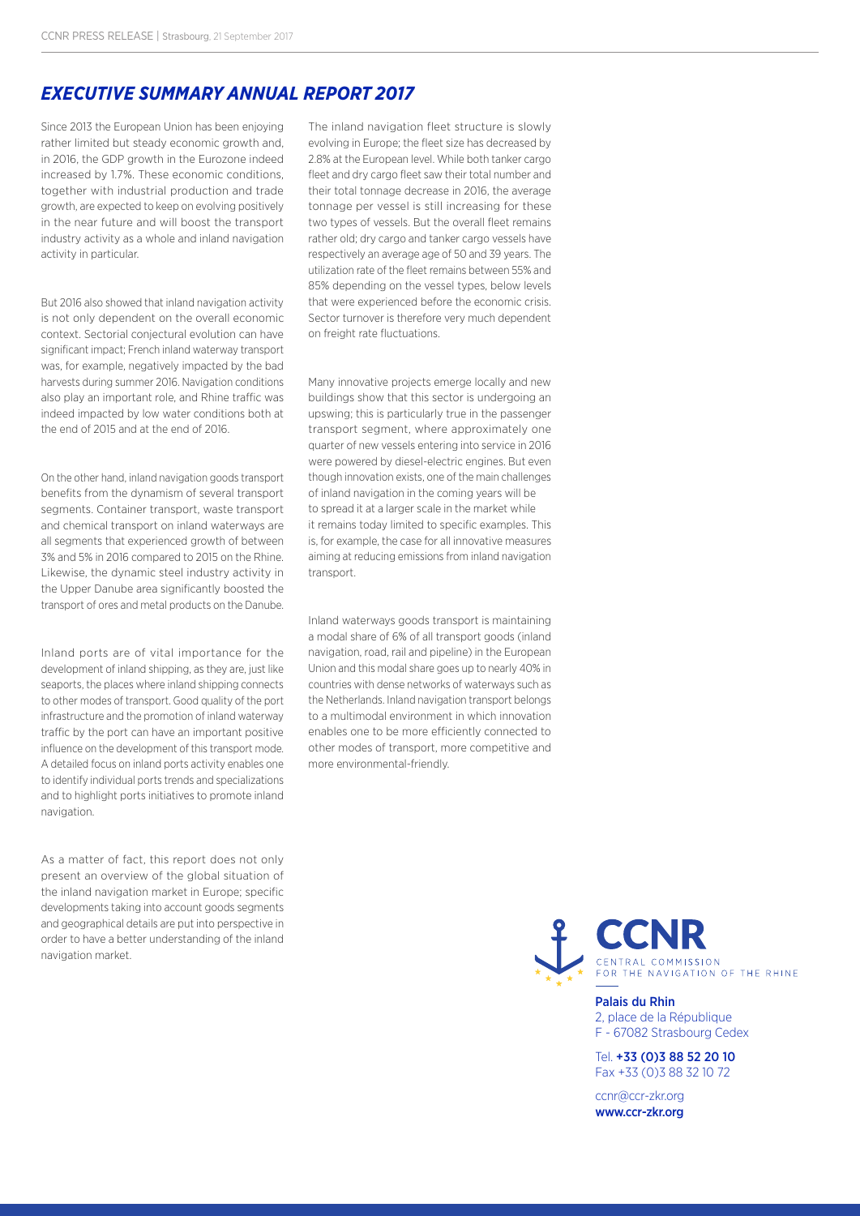## *EXECUTIVE SUMMARY ANNUAL REPORT 2017*

Since 2013 the European Union has been enjoying rather limited but steady economic growth and, in 2016, the GDP growth in the Eurozone indeed increased by 1.7%. These economic conditions, together with industrial production and trade growth, are expected to keep on evolving positively in the near future and will boost the transport industry activity as a whole and inland navigation activity in particular.

But 2016 also showed that inland navigation activity is not only dependent on the overall economic context. Sectorial conjectural evolution can have significant impact; French inland waterway transport was, for example, negatively impacted by the bad harvests during summer 2016. Navigation conditions also play an important role, and Rhine traffic was indeed impacted by low water conditions both at the end of 2015 and at the end of 2016.

On the other hand, inland navigation goods transport benefits from the dynamism of several transport segments. Container transport, waste transport and chemical transport on inland waterways are all segments that experienced growth of between 3% and 5% in 2016 compared to 2015 on the Rhine. Likewise, the dynamic steel industry activity in the Upper Danube area significantly boosted the transport of ores and metal products on the Danube.

Inland ports are of vital importance for the development of inland shipping, as they are, just like seaports, the places where inland shipping connects to other modes of transport. Good quality of the port infrastructure and the promotion of inland waterway traffic by the port can have an important positive influence on the development of this transport mode. A detailed focus on inland ports activity enables one to identify individual ports trends and specializations and to highlight ports initiatives to promote inland navigation.

As a matter of fact, this report does not only present an overview of the global situation of the inland navigation market in Europe; specific developments taking into account goods segments and geographical details are put into perspective in order to have a better understanding of the inland navigation market.

The inland navigation fleet structure is slowly evolving in Europe; the fleet size has decreased by 2.8% at the European level. While both tanker cargo fleet and dry cargo fleet saw their total number and their total tonnage decrease in 2016, the average tonnage per vessel is still increasing for these two types of vessels. But the overall fleet remains rather old; dry cargo and tanker cargo vessels have respectively an average age of 50 and 39 years. The utilization rate of the fleet remains between 55% and 85% depending on the vessel types, below levels that were experienced before the economic crisis. Sector turnover is therefore very much dependent on freight rate fluctuations.

Many innovative projects emerge locally and new buildings show that this sector is undergoing an upswing; this is particularly true in the passenger transport segment, where approximately one quarter of new vessels entering into service in 2016 were powered by diesel-electric engines. But even though innovation exists, one of the main challenges of inland navigation in the coming years will be to spread it at a larger scale in the market while it remains today limited to specific examples. This is, for example, the case for all innovative measures aiming at reducing emissions from inland navigation transport.

Inland waterways goods transport is maintaining a modal share of 6% of all transport goods (inland navigation, road, rail and pipeline) in the European Union and this modal share goes up to nearly 40% in countries with dense networks of waterways such as the Netherlands. Inland navigation transport belongs to a multimodal environment in which innovation enables one to be more efficiently connected to other modes of transport, more competitive and more environmental-friendly.

**CCNR**
CENTRAL COMMISSION FOR THE NAVIGATION OF THE RHINE

Palais du Rhin
2, place de la République
F - 67082 Strasbourg Cedex

Tel. +33 (0)3 88 52 20 10
Fax +33 (0)3 88 32 10 72

ccnr@ccr-zkr.org
www.ccr-zkr.org